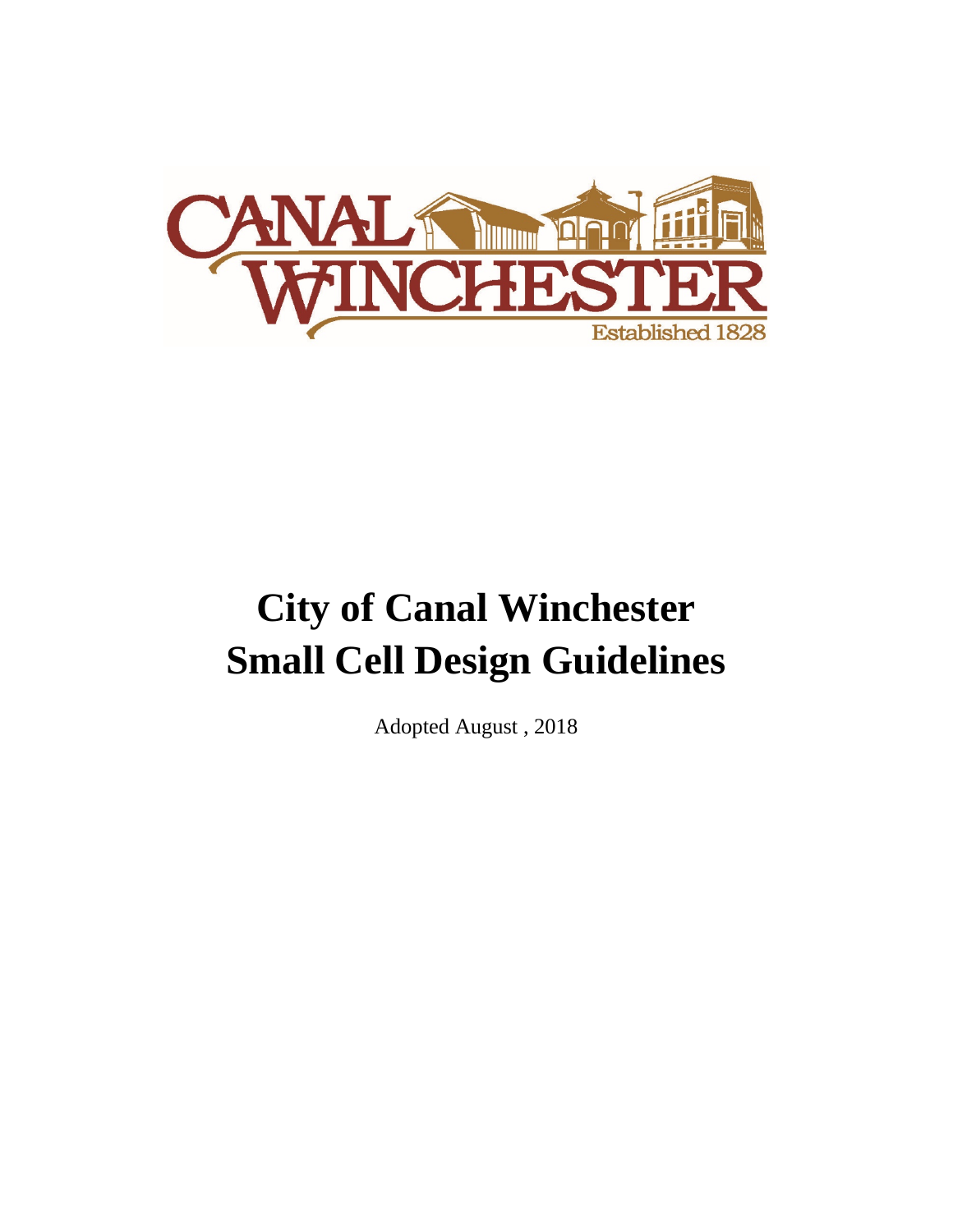# City of Canal Winchester
# Small Cell Design Guidelines

Adopted August , 2018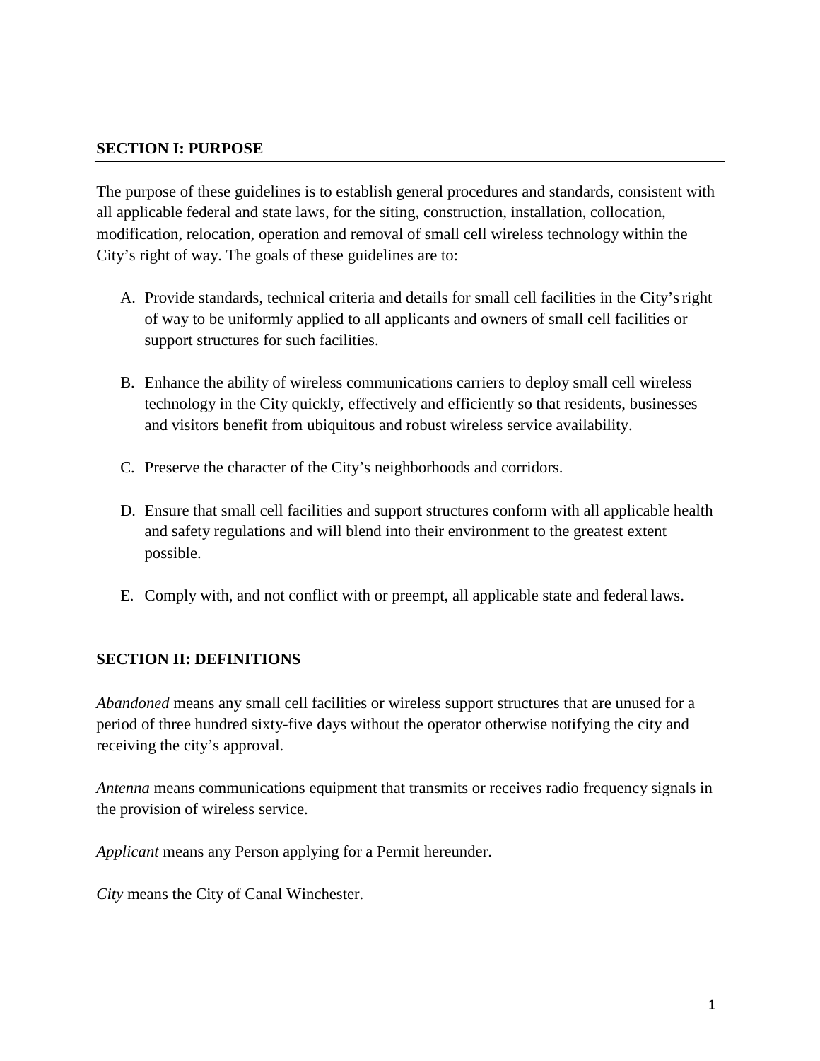## SECTION I: PURPOSE

The purpose of these guidelines is to establish general procedures and standards, consistent with all applicable federal and state laws, for the siting, construction, installation, collocation, modification, relocation, operation and removal of small cell wireless technology within the City's right of way. The goals of these guidelines are to:

A. Provide standards, technical criteria and details for small cell facilities in the City's right of way to be uniformly applied to all applicants and owners of small cell facilities or support structures for such facilities.

B. Enhance the ability of wireless communications carriers to deploy small cell wireless technology in the City quickly, effectively and efficiently so that residents, businesses and visitors benefit from ubiquitous and robust wireless service availability.

C. Preserve the character of the City's neighborhoods and corridors.

D. Ensure that small cell facilities and support structures conform with all applicable health and safety regulations and will blend into their environment to the greatest extent possible.

E. Comply with, and not conflict with or preempt, all applicable state and federal laws.

## SECTION II: DEFINITIONS

*Abandoned* means any small cell facilities or wireless support structures that are unused for a period of three hundred sixty-five days without the operator otherwise notifying the city and receiving the city's approval.

*Antenna* means communications equipment that transmits or receives radio frequency signals in the provision of wireless service.

*Applicant* means any Person applying for a Permit hereunder.

*City* means the City of Canal Winchester.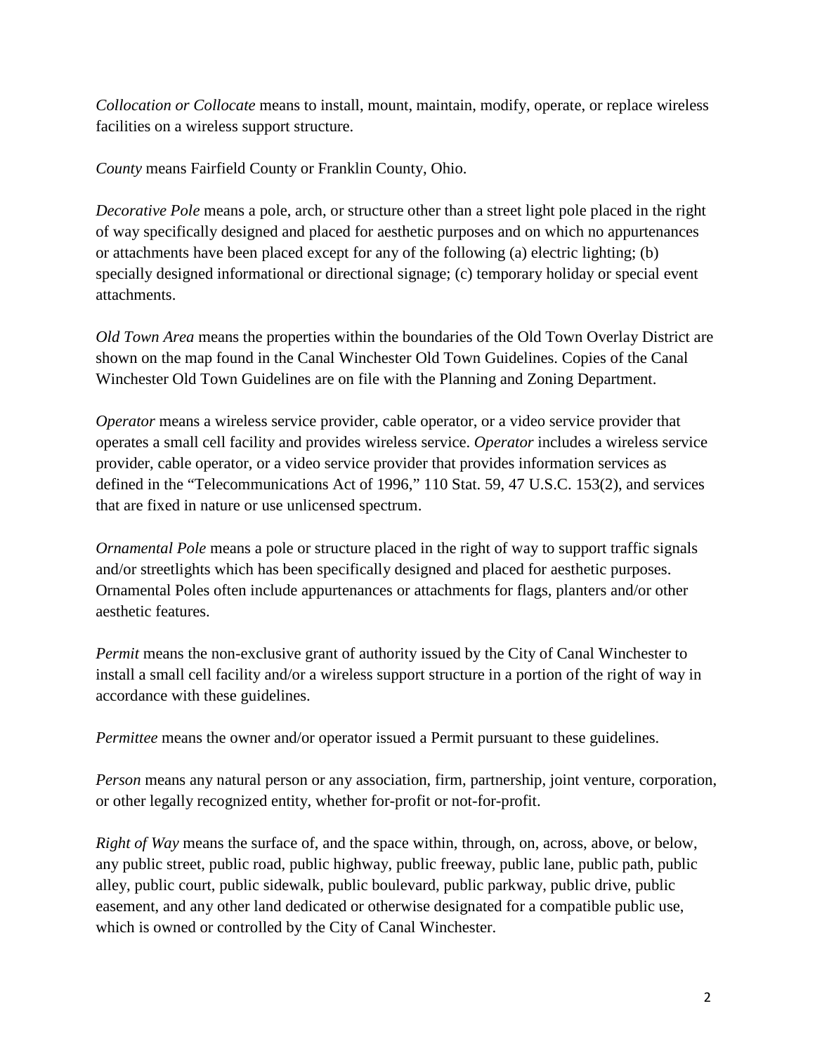*Collocation or Collocate* means to install, mount, maintain, modify, operate, or replace wireless facilities on a wireless support structure.

*County* means Fairfield County or Franklin County, Ohio.

*Decorative Pole* means a pole, arch, or structure other than a street light pole placed in the right of way specifically designed and placed for aesthetic purposes and on which no appurtenances or attachments have been placed except for any of the following (a) electric lighting; (b) specially designed informational or directional signage; (c) temporary holiday or special event attachments.

*Old Town Area* means the properties within the boundaries of the Old Town Overlay District are shown on the map found in the Canal Winchester Old Town Guidelines. Copies of the Canal Winchester Old Town Guidelines are on file with the Planning and Zoning Department.

*Operator* means a wireless service provider, cable operator, or a video service provider that operates a small cell facility and provides wireless service. *Operator* includes a wireless service provider, cable operator, or a video service provider that provides information services as defined in the "Telecommunications Act of 1996," 110 Stat. 59, 47 U.S.C. 153(2), and services that are fixed in nature or use unlicensed spectrum.

*Ornamental Pole* means a pole or structure placed in the right of way to support traffic signals and/or streetlights which has been specifically designed and placed for aesthetic purposes. Ornamental Poles often include appurtenances or attachments for flags, planters and/or other aesthetic features.

*Permit* means the non-exclusive grant of authority issued by the City of Canal Winchester to install a small cell facility and/or a wireless support structure in a portion of the right of way in accordance with these guidelines.

*Permittee* means the owner and/or operator issued a Permit pursuant to these guidelines.

*Person* means any natural person or any association, firm, partnership, joint venture, corporation, or other legally recognized entity, whether for-profit or not-for-profit.

*Right of Way* means the surface of, and the space within, through, on, across, above, or below, any public street, public road, public highway, public freeway, public lane, public path, public alley, public court, public sidewalk, public boulevard, public parkway, public drive, public easement, and any other land dedicated or otherwise designated for a compatible public use, which is owned or controlled by the City of Canal Winchester.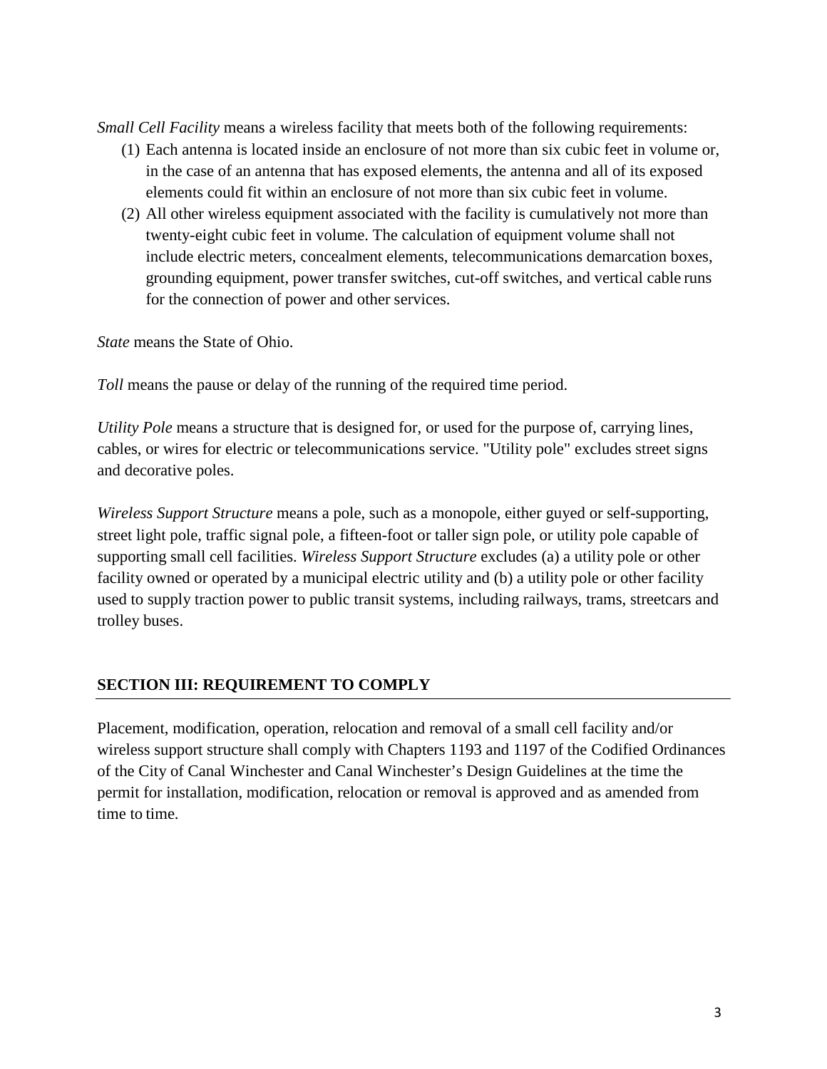*Small Cell Facility* means a wireless facility that meets both of the following requirements:

(1) Each antenna is located inside an enclosure of not more than six cubic feet in volume or, in the case of an antenna that has exposed elements, the antenna and all of its exposed elements could fit within an enclosure of not more than six cubic feet in volume.

(2) All other wireless equipment associated with the facility is cumulatively not more than twenty-eight cubic feet in volume. The calculation of equipment volume shall not include electric meters, concealment elements, telecommunications demarcation boxes, grounding equipment, power transfer switches, cut-off switches, and vertical cable runs for the connection of power and other services.

*State* means the State of Ohio.

*Toll* means the pause or delay of the running of the required time period.

*Utility Pole* means a structure that is designed for, or used for the purpose of, carrying lines, cables, or wires for electric or telecommunications service. "Utility pole" excludes street signs and decorative poles.

*Wireless Support Structure* means a pole, such as a monopole, either guyed or self-supporting, street light pole, traffic signal pole, a fifteen-foot or taller sign pole, or utility pole capable of supporting small cell facilities. *Wireless Support Structure* excludes (a) a utility pole or other facility owned or operated by a municipal electric utility and (b) a utility pole or other facility used to supply traction power to public transit systems, including railways, trams, streetcars and trolley buses.

## SECTION III: REQUIREMENT TO COMPLY

Placement, modification, operation, relocation and removal of a small cell facility and/or wireless support structure shall comply with Chapters 1193 and 1197 of the Codified Ordinances of the City of Canal Winchester and Canal Winchester's Design Guidelines at the time the permit for installation, modification, relocation or removal is approved and as amended from time to time.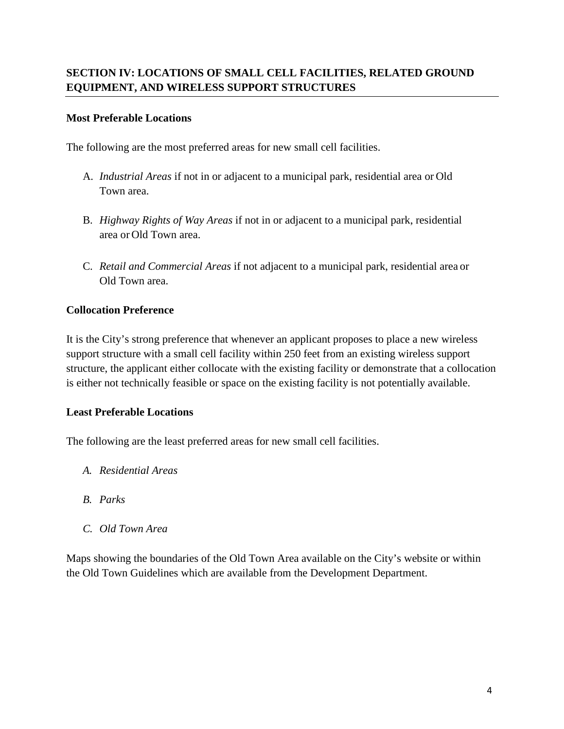## SECTION IV: LOCATIONS OF SMALL CELL FACILITIES, RELATED GROUND EQUIPMENT, AND WIRELESS SUPPORT STRUCTURES

### Most Preferable Locations

The following are the most preferred areas for new small cell facilities.

A. *Industrial Areas* if not in or adjacent to a municipal park, residential area or Old Town area.

B. *Highway Rights of Way Areas* if not in or adjacent to a municipal park, residential area or Old Town area.

C. *Retail and Commercial Areas* if not adjacent to a municipal park, residential area or Old Town area.

### Collocation Preference

It is the City's strong preference that whenever an applicant proposes to place a new wireless support structure with a small cell facility within 250 feet from an existing wireless support structure, the applicant either collocate with the existing facility or demonstrate that a collocation is either not technically feasible or space on the existing facility is not potentially available.

### Least Preferable Locations

The following are the least preferred areas for new small cell facilities.

*A. Residential Areas*

*B. Parks*

*C. Old Town Area*

Maps showing the boundaries of the Old Town Area available on the City's website or within the Old Town Guidelines which are available from the Development Department.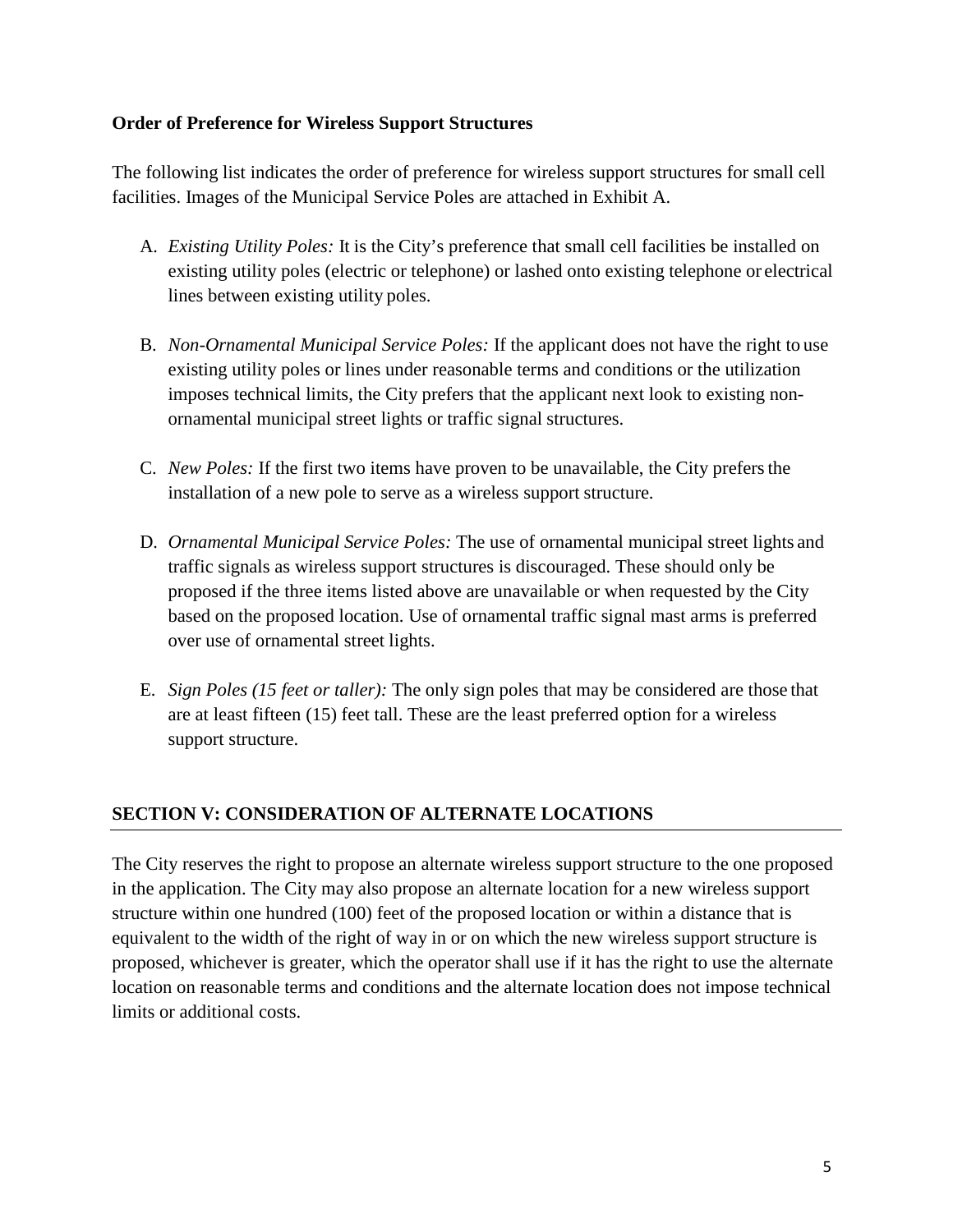**Order of Preference for Wireless Support Structures**

The following list indicates the order of preference for wireless support structures for small cell facilities. Images of the Municipal Service Poles are attached in Exhibit A.

A. *Existing Utility Poles:* It is the City's preference that small cell facilities be installed on existing utility poles (electric or telephone) or lashed onto existing telephone or electrical lines between existing utility poles.

B. *Non-Ornamental Municipal Service Poles:* If the applicant does not have the right to use existing utility poles or lines under reasonable terms and conditions or the utilization imposes technical limits, the City prefers that the applicant next look to existing non-ornamental municipal street lights or traffic signal structures.

C. *New Poles:* If the first two items have proven to be unavailable, the City prefers the installation of a new pole to serve as a wireless support structure.

D. *Ornamental Municipal Service Poles:* The use of ornamental municipal street lights and traffic signals as wireless support structures is discouraged. These should only be proposed if the three items listed above are unavailable or when requested by the City based on the proposed location. Use of ornamental traffic signal mast arms is preferred over use of ornamental street lights.

E. *Sign Poles (15 feet or taller):* The only sign poles that may be considered are those that are at least fifteen (15) feet tall. These are the least preferred option for a wireless support structure.

## SECTION V: CONSIDERATION OF ALTERNATE LOCATIONS

The City reserves the right to propose an alternate wireless support structure to the one proposed in the application. The City may also propose an alternate location for a new wireless support structure within one hundred (100) feet of the proposed location or within a distance that is equivalent to the width of the right of way in or on which the new wireless support structure is proposed, whichever is greater, which the operator shall use if it has the right to use the alternate location on reasonable terms and conditions and the alternate location does not impose technical limits or additional costs.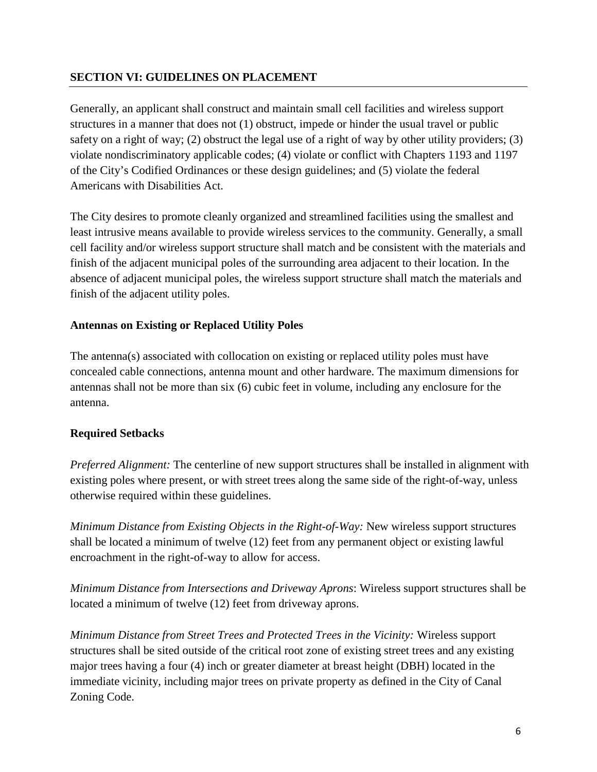## SECTION VI: GUIDELINES ON PLACEMENT

Generally, an applicant shall construct and maintain small cell facilities and wireless support structures in a manner that does not (1) obstruct, impede or hinder the usual travel or public safety on a right of way; (2) obstruct the legal use of a right of way by other utility providers; (3) violate nondiscriminatory applicable codes; (4) violate or conflict with Chapters 1193 and 1197 of the City's Codified Ordinances or these design guidelines; and (5) violate the federal Americans with Disabilities Act.

The City desires to promote cleanly organized and streamlined facilities using the smallest and least intrusive means available to provide wireless services to the community. Generally, a small cell facility and/or wireless support structure shall match and be consistent with the materials and finish of the adjacent municipal poles of the surrounding area adjacent to their location. In the absence of adjacent municipal poles, the wireless support structure shall match the materials and finish of the adjacent utility poles.

### Antennas on Existing or Replaced Utility Poles

The antenna(s) associated with collocation on existing or replaced utility poles must have concealed cable connections, antenna mount and other hardware. The maximum dimensions for antennas shall not be more than six (6) cubic feet in volume, including any enclosure for the antenna.

### Required Setbacks

*Preferred Alignment:* The centerline of new support structures shall be installed in alignment with existing poles where present, or with street trees along the same side of the right-of-way, unless otherwise required within these guidelines.

*Minimum Distance from Existing Objects in the Right-of-Way:* New wireless support structures shall be located a minimum of twelve (12) feet from any permanent object or existing lawful encroachment in the right-of-way to allow for access.

*Minimum Distance from Intersections and Driveway Aprons*: Wireless support structures shall be located a minimum of twelve (12) feet from driveway aprons.

*Minimum Distance from Street Trees and Protected Trees in the Vicinity:* Wireless support structures shall be sited outside of the critical root zone of existing street trees and any existing major trees having a four (4) inch or greater diameter at breast height (DBH) located in the immediate vicinity, including major trees on private property as defined in the City of Canal Zoning Code.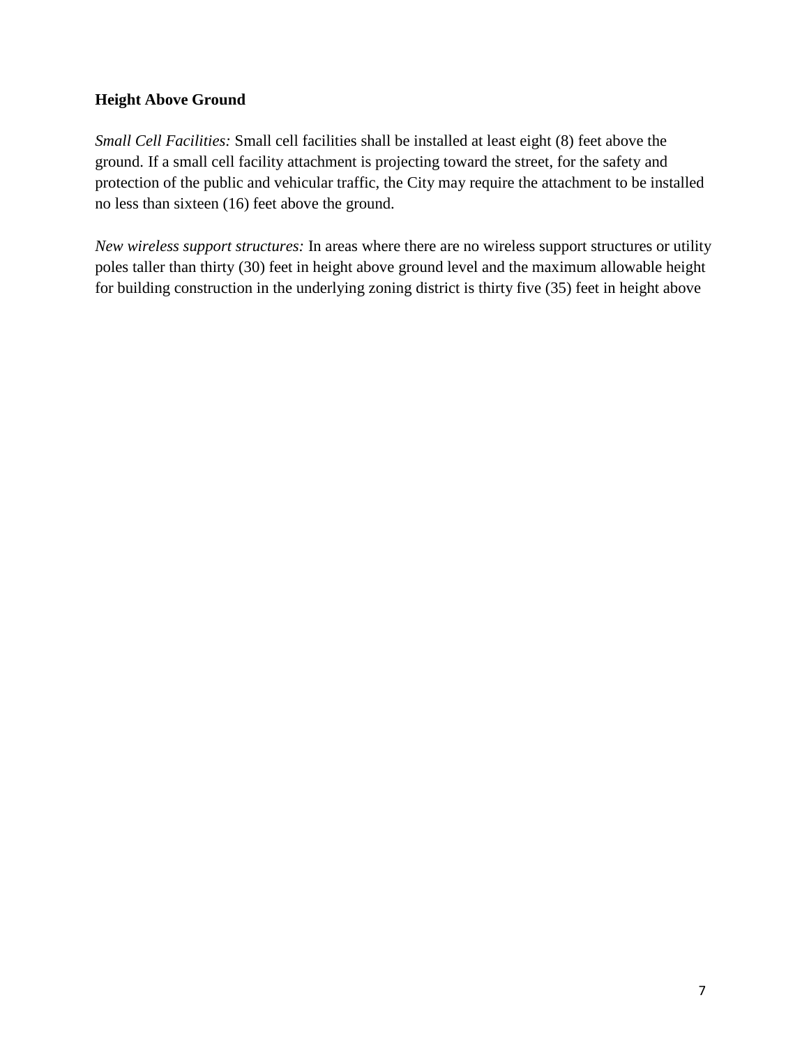### Height Above Ground

*Small Cell Facilities:* Small cell facilities shall be installed at least eight (8) feet above the ground. If a small cell facility attachment is projecting toward the street, for the safety and protection of the public and vehicular traffic, the City may require the attachment to be installed no less than sixteen (16) feet above the ground.

*New wireless support structures:* In areas where there are no wireless support structures or utility poles taller than thirty (30) feet in height above ground level and the maximum allowable height for building construction in the underlying zoning district is thirty five (35) feet in height above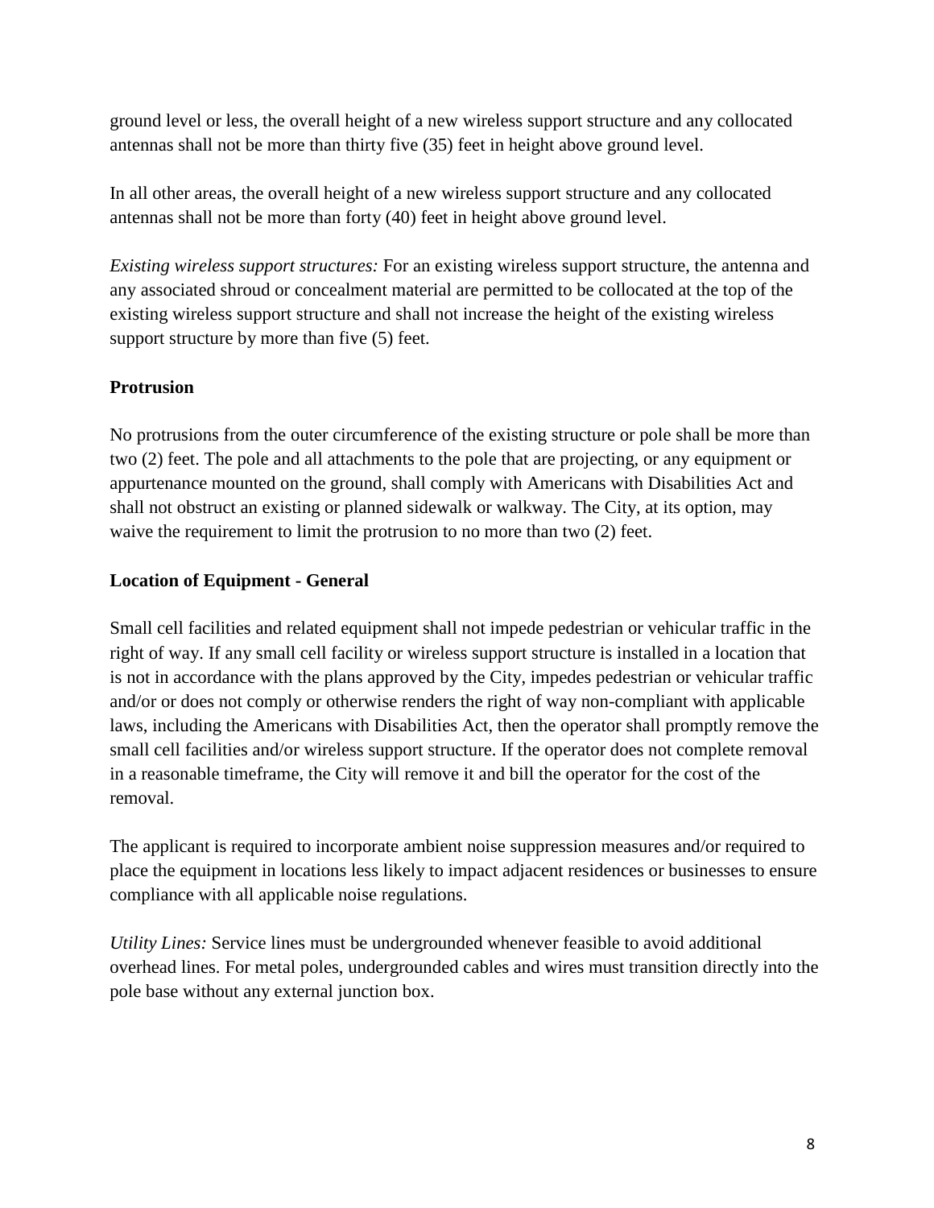ground level or less, the overall height of a new wireless support structure and any collocated antennas shall not be more than thirty five (35) feet in height above ground level.

In all other areas, the overall height of a new wireless support structure and any collocated antennas shall not be more than forty (40) feet in height above ground level.

*Existing wireless support structures:* For an existing wireless support structure, the antenna and any associated shroud or concealment material are permitted to be collocated at the top of the existing wireless support structure and shall not increase the height of the existing wireless support structure by more than five (5) feet.

**Protrusion**

No protrusions from the outer circumference of the existing structure or pole shall be more than two (2) feet. The pole and all attachments to the pole that are projecting, or any equipment or appurtenance mounted on the ground, shall comply with Americans with Disabilities Act and shall not obstruct an existing or planned sidewalk or walkway. The City, at its option, may waive the requirement to limit the protrusion to no more than two (2) feet.

**Location of Equipment - General**

Small cell facilities and related equipment shall not impede pedestrian or vehicular traffic in the right of way. If any small cell facility or wireless support structure is installed in a location that is not in accordance with the plans approved by the City, impedes pedestrian or vehicular traffic and/or or does not comply or otherwise renders the right of way non-compliant with applicable laws, including the Americans with Disabilities Act, then the operator shall promptly remove the small cell facilities and/or wireless support structure. If the operator does not complete removal in a reasonable timeframe, the City will remove it and bill the operator for the cost of the removal.

The applicant is required to incorporate ambient noise suppression measures and/or required to place the equipment in locations less likely to impact adjacent residences or businesses to ensure compliance with all applicable noise regulations.

*Utility Lines:* Service lines must be undergrounded whenever feasible to avoid additional overhead lines. For metal poles, undergrounded cables and wires must transition directly into the pole base without any external junction box.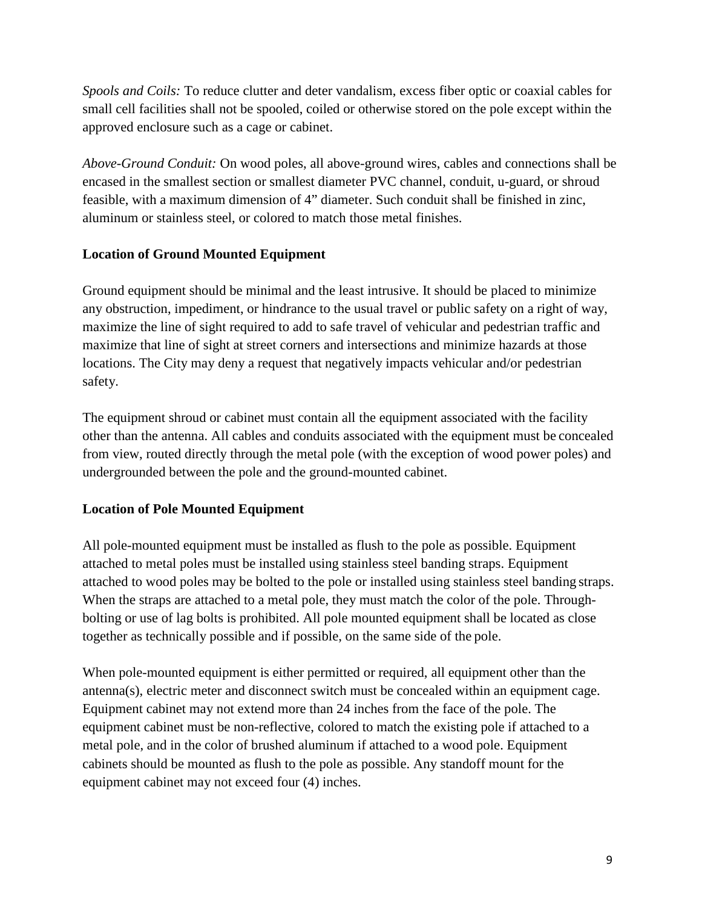*Spools and Coils:* To reduce clutter and deter vandalism, excess fiber optic or coaxial cables for small cell facilities shall not be spooled, coiled or otherwise stored on the pole except within the approved enclosure such as a cage or cabinet.

*Above-Ground Conduit:* On wood poles, all above-ground wires, cables and connections shall be encased in the smallest section or smallest diameter PVC channel, conduit, u-guard, or shroud feasible, with a maximum dimension of 4" diameter. Such conduit shall be finished in zinc, aluminum or stainless steel, or colored to match those metal finishes.

**Location of Ground Mounted Equipment**

Ground equipment should be minimal and the least intrusive. It should be placed to minimize any obstruction, impediment, or hindrance to the usual travel or public safety on a right of way, maximize the line of sight required to add to safe travel of vehicular and pedestrian traffic and maximize that line of sight at street corners and intersections and minimize hazards at those locations. The City may deny a request that negatively impacts vehicular and/or pedestrian safety.

The equipment shroud or cabinet must contain all the equipment associated with the facility other than the antenna. All cables and conduits associated with the equipment must be concealed from view, routed directly through the metal pole (with the exception of wood power poles) and undergrounded between the pole and the ground-mounted cabinet.

**Location of Pole Mounted Equipment**

All pole-mounted equipment must be installed as flush to the pole as possible. Equipment attached to metal poles must be installed using stainless steel banding straps. Equipment attached to wood poles may be bolted to the pole or installed using stainless steel banding straps. When the straps are attached to a metal pole, they must match the color of the pole. Through-bolting or use of lag bolts is prohibited. All pole mounted equipment shall be located as close together as technically possible and if possible, on the same side of the pole.

When pole-mounted equipment is either permitted or required, all equipment other than the antenna(s), electric meter and disconnect switch must be concealed within an equipment cage. Equipment cabinet may not extend more than 24 inches from the face of the pole. The equipment cabinet must be non-reflective, colored to match the existing pole if attached to a metal pole, and in the color of brushed aluminum if attached to a wood pole. Equipment cabinets should be mounted as flush to the pole as possible. Any standoff mount for the equipment cabinet may not exceed four (4) inches.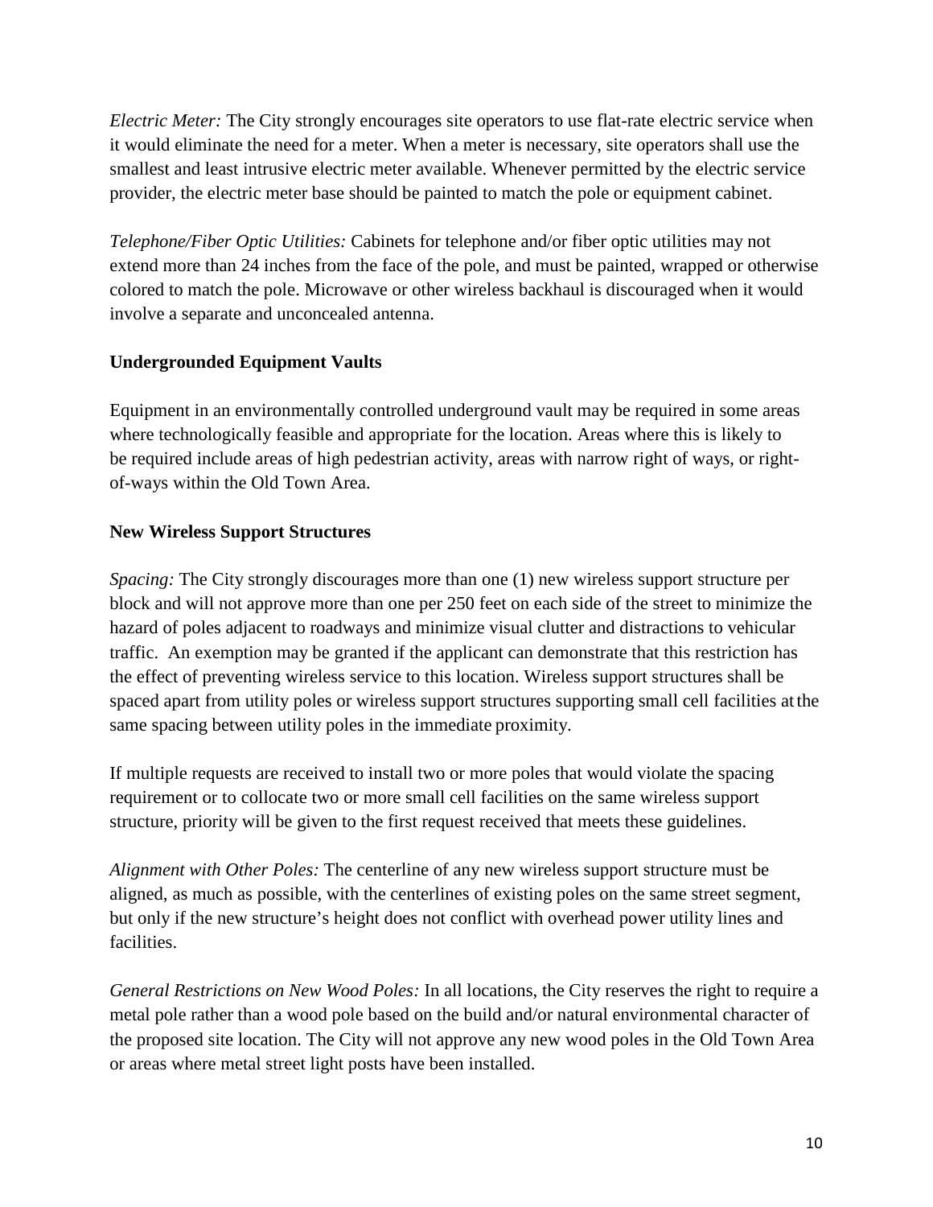*Electric Meter:* The City strongly encourages site operators to use flat-rate electric service when it would eliminate the need for a meter. When a meter is necessary, site operators shall use the smallest and least intrusive electric meter available. Whenever permitted by the electric service provider, the electric meter base should be painted to match the pole or equipment cabinet.

*Telephone/Fiber Optic Utilities:* Cabinets for telephone and/or fiber optic utilities may not extend more than 24 inches from the face of the pole, and must be painted, wrapped or otherwise colored to match the pole. Microwave or other wireless backhaul is discouraged when it would involve a separate and unconcealed antenna.

**Undergrounded Equipment Vaults**

Equipment in an environmentally controlled underground vault may be required in some areas where technologically feasible and appropriate for the location. Areas where this is likely to be required include areas of high pedestrian activity, areas with narrow right of ways, or right-of-ways within the Old Town Area.

**New Wireless Support Structures**

*Spacing:* The City strongly discourages more than one (1) new wireless support structure per block and will not approve more than one per 250 feet on each side of the street to minimize the hazard of poles adjacent to roadways and minimize visual clutter and distractions to vehicular traffic. An exemption may be granted if the applicant can demonstrate that this restriction has the effect of preventing wireless service to this location. Wireless support structures shall be spaced apart from utility poles or wireless support structures supporting small cell facilities at the same spacing between utility poles in the immediate proximity.

If multiple requests are received to install two or more poles that would violate the spacing requirement or to collocate two or more small cell facilities on the same wireless support structure, priority will be given to the first request received that meets these guidelines.

*Alignment with Other Poles:* The centerline of any new wireless support structure must be aligned, as much as possible, with the centerlines of existing poles on the same street segment, but only if the new structure's height does not conflict with overhead power utility lines and facilities.

*General Restrictions on New Wood Poles:* In all locations, the City reserves the right to require a metal pole rather than a wood pole based on the build and/or natural environmental character of the proposed site location. The City will not approve any new wood poles in the Old Town Area or areas where metal street light posts have been installed.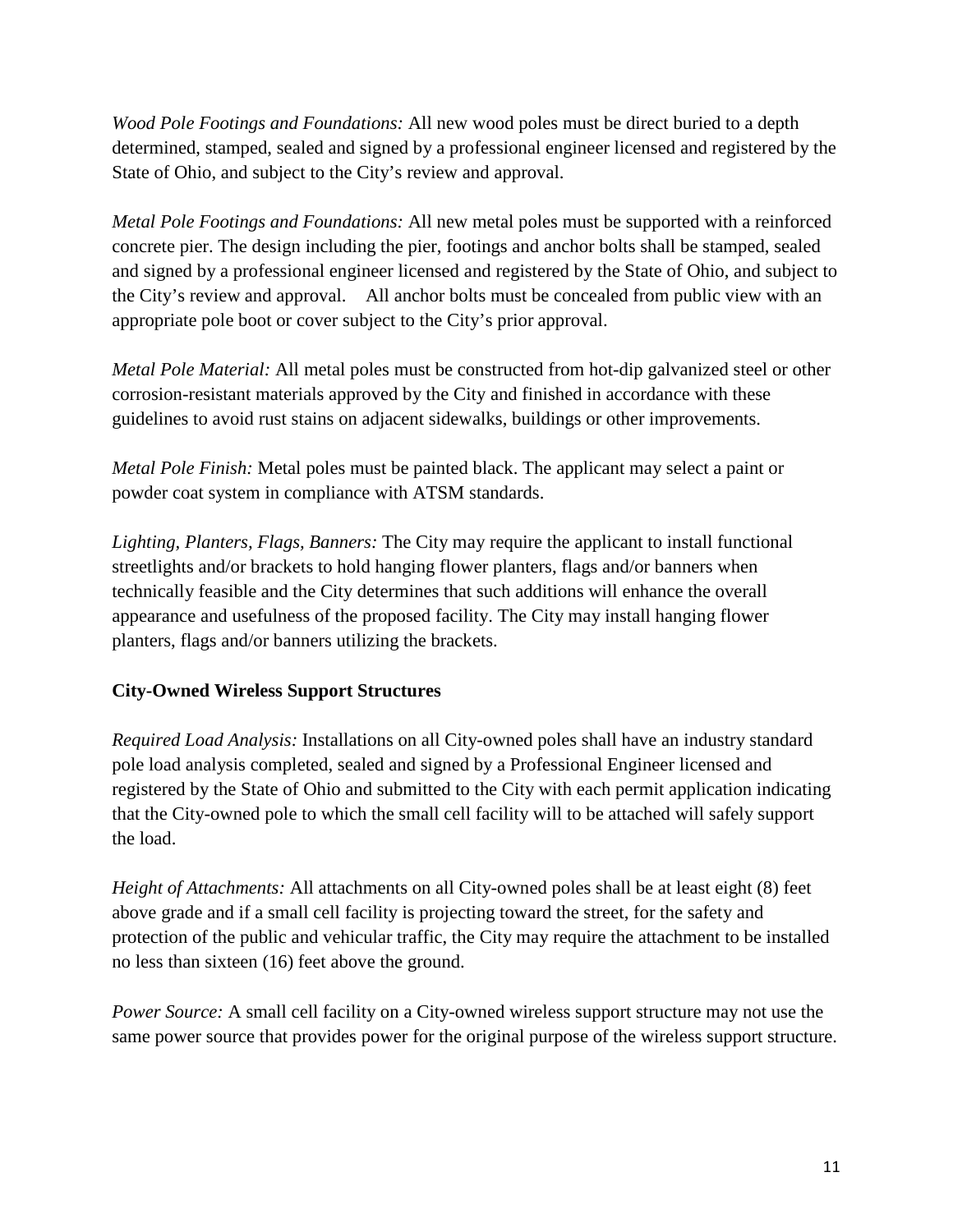*Wood Pole Footings and Foundations:* All new wood poles must be direct buried to a depth determined, stamped, sealed and signed by a professional engineer licensed and registered by the State of Ohio, and subject to the City's review and approval.

*Metal Pole Footings and Foundations:* All new metal poles must be supported with a reinforced concrete pier. The design including the pier, footings and anchor bolts shall be stamped, sealed and signed by a professional engineer licensed and registered by the State of Ohio, and subject to the City's review and approval. All anchor bolts must be concealed from public view with an appropriate pole boot or cover subject to the City's prior approval.

*Metal Pole Material:* All metal poles must be constructed from hot-dip galvanized steel or other corrosion-resistant materials approved by the City and finished in accordance with these guidelines to avoid rust stains on adjacent sidewalks, buildings or other improvements.

*Metal Pole Finish:* Metal poles must be painted black. The applicant may select a paint or powder coat system in compliance with ATSM standards.

*Lighting, Planters, Flags, Banners:* The City may require the applicant to install functional streetlights and/or brackets to hold hanging flower planters, flags and/or banners when technically feasible and the City determines that such additions will enhance the overall appearance and usefulness of the proposed facility. The City may install hanging flower planters, flags and/or banners utilizing the brackets.

**City-Owned Wireless Support Structures**

*Required Load Analysis:* Installations on all City-owned poles shall have an industry standard pole load analysis completed, sealed and signed by a Professional Engineer licensed and registered by the State of Ohio and submitted to the City with each permit application indicating that the City-owned pole to which the small cell facility will to be attached will safely support the load.

*Height of Attachments:* All attachments on all City-owned poles shall be at least eight (8) feet above grade and if a small cell facility is projecting toward the street, for the safety and protection of the public and vehicular traffic, the City may require the attachment to be installed no less than sixteen (16) feet above the ground.

*Power Source:* A small cell facility on a City-owned wireless support structure may not use the same power source that provides power for the original purpose of the wireless support structure.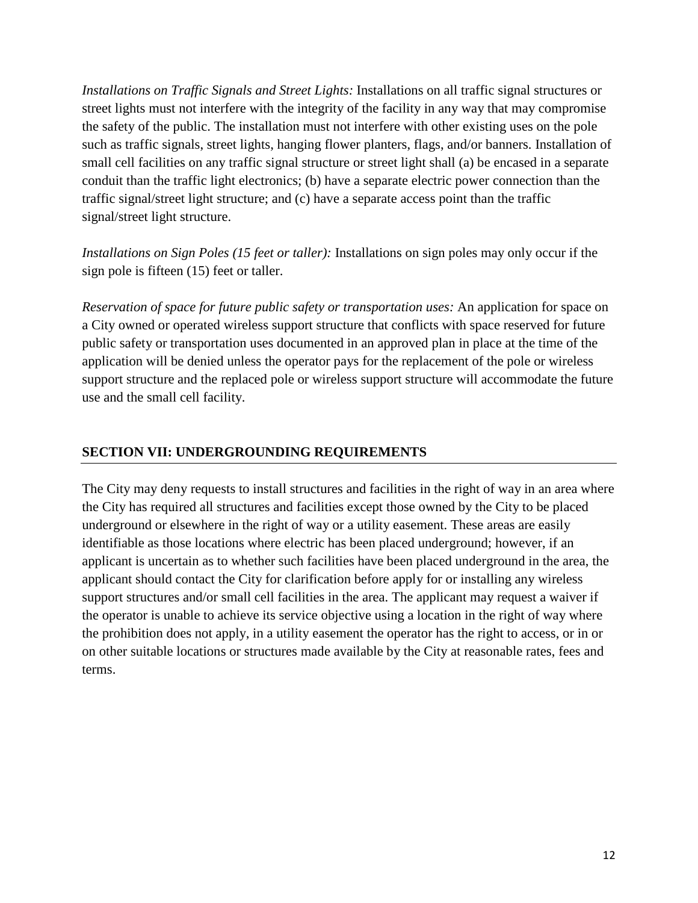*Installations on Traffic Signals and Street Lights:* Installations on all traffic signal structures or street lights must not interfere with the integrity of the facility in any way that may compromise the safety of the public. The installation must not interfere with other existing uses on the pole such as traffic signals, street lights, hanging flower planters, flags, and/or banners. Installation of small cell facilities on any traffic signal structure or street light shall (a) be encased in a separate conduit than the traffic light electronics; (b) have a separate electric power connection than the traffic signal/street light structure; and (c) have a separate access point than the traffic signal/street light structure.

*Installations on Sign Poles (15 feet or taller):* Installations on sign poles may only occur if the sign pole is fifteen (15) feet or taller.

*Reservation of space for future public safety or transportation uses:* An application for space on a City owned or operated wireless support structure that conflicts with space reserved for future public safety or transportation uses documented in an approved plan in place at the time of the application will be denied unless the operator pays for the replacement of the pole or wireless support structure and the replaced pole or wireless support structure will accommodate the future use and the small cell facility.

## SECTION VII: UNDERGROUNDING REQUIREMENTS

The City may deny requests to install structures and facilities in the right of way in an area where the City has required all structures and facilities except those owned by the City to be placed underground or elsewhere in the right of way or a utility easement. These areas are easily identifiable as those locations where electric has been placed underground; however, if an applicant is uncertain as to whether such facilities have been placed underground in the area, the applicant should contact the City for clarification before apply for or installing any wireless support structures and/or small cell facilities in the area. The applicant may request a waiver if the operator is unable to achieve its service objective using a location in the right of way where the prohibition does not apply, in a utility easement the operator has the right to access, or in or on other suitable locations or structures made available by the City at reasonable rates, fees and terms.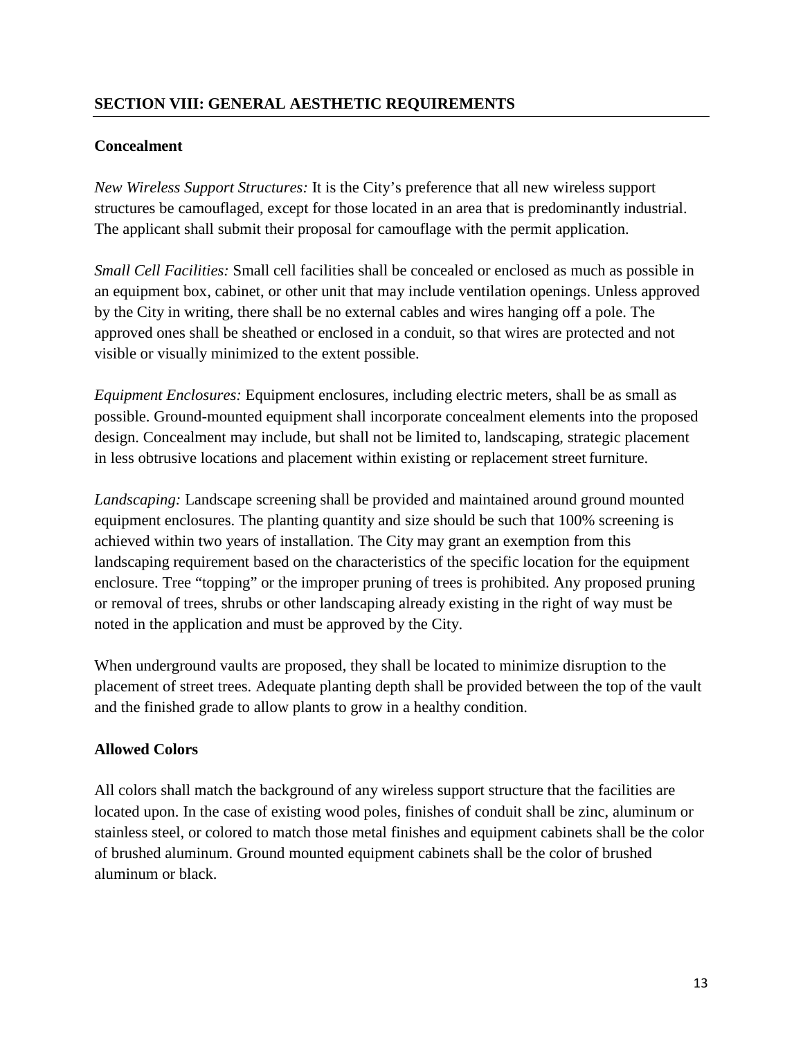## SECTION VIII: GENERAL AESTHETIC REQUIREMENTS

### Concealment

*New Wireless Support Structures:* It is the City's preference that all new wireless support structures be camouflaged, except for those located in an area that is predominantly industrial. The applicant shall submit their proposal for camouflage with the permit application.

*Small Cell Facilities:* Small cell facilities shall be concealed or enclosed as much as possible in an equipment box, cabinet, or other unit that may include ventilation openings. Unless approved by the City in writing, there shall be no external cables and wires hanging off a pole. The approved ones shall be sheathed or enclosed in a conduit, so that wires are protected and not visible or visually minimized to the extent possible.

*Equipment Enclosures:* Equipment enclosures, including electric meters, shall be as small as possible. Ground-mounted equipment shall incorporate concealment elements into the proposed design. Concealment may include, but shall not be limited to, landscaping, strategic placement in less obtrusive locations and placement within existing or replacement street furniture.

*Landscaping:* Landscape screening shall be provided and maintained around ground mounted equipment enclosures. The planting quantity and size should be such that 100% screening is achieved within two years of installation. The City may grant an exemption from this landscaping requirement based on the characteristics of the specific location for the equipment enclosure. Tree "topping" or the improper pruning of trees is prohibited. Any proposed pruning or removal of trees, shrubs or other landscaping already existing in the right of way must be noted in the application and must be approved by the City.

When underground vaults are proposed, they shall be located to minimize disruption to the placement of street trees. Adequate planting depth shall be provided between the top of the vault and the finished grade to allow plants to grow in a healthy condition.

### Allowed Colors

All colors shall match the background of any wireless support structure that the facilities are located upon. In the case of existing wood poles, finishes of conduit shall be zinc, aluminum or stainless steel, or colored to match those metal finishes and equipment cabinets shall be the color of brushed aluminum. Ground mounted equipment cabinets shall be the color of brushed aluminum or black.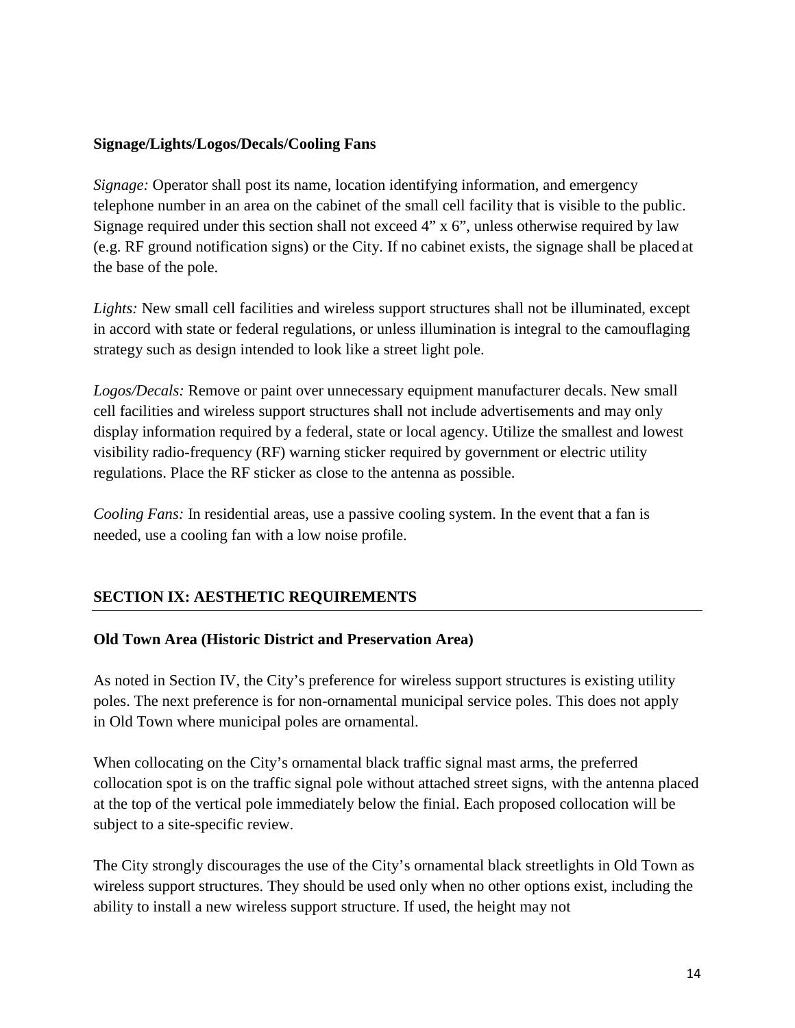**Signage/Lights/Logos/Decals/Cooling Fans**

*Signage:* Operator shall post its name, location identifying information, and emergency telephone number in an area on the cabinet of the small cell facility that is visible to the public. Signage required under this section shall not exceed 4" x 6", unless otherwise required by law (e.g. RF ground notification signs) or the City. If no cabinet exists, the signage shall be placed at the base of the pole.

*Lights:* New small cell facilities and wireless support structures shall not be illuminated, except in accord with state or federal regulations, or unless illumination is integral to the camouflaging strategy such as design intended to look like a street light pole.

*Logos/Decals:* Remove or paint over unnecessary equipment manufacturer decals. New small cell facilities and wireless support structures shall not include advertisements and may only display information required by a federal, state or local agency. Utilize the smallest and lowest visibility radio-frequency (RF) warning sticker required by government or electric utility regulations. Place the RF sticker as close to the antenna as possible.

*Cooling Fans:* In residential areas, use a passive cooling system. In the event that a fan is needed, use a cooling fan with a low noise profile.

## SECTION IX: AESTHETIC REQUIREMENTS

**Old Town Area (Historic District and Preservation Area)**

As noted in Section IV, the City's preference for wireless support structures is existing utility poles. The next preference is for non-ornamental municipal service poles. This does not apply in Old Town where municipal poles are ornamental.

When collocating on the City's ornamental black traffic signal mast arms, the preferred collocation spot is on the traffic signal pole without attached street signs, with the antenna placed at the top of the vertical pole immediately below the finial. Each proposed collocation will be subject to a site-specific review.

The City strongly discourages the use of the City's ornamental black streetlights in Old Town as wireless support structures. They should be used only when no other options exist, including the ability to install a new wireless support structure. If used, the height may not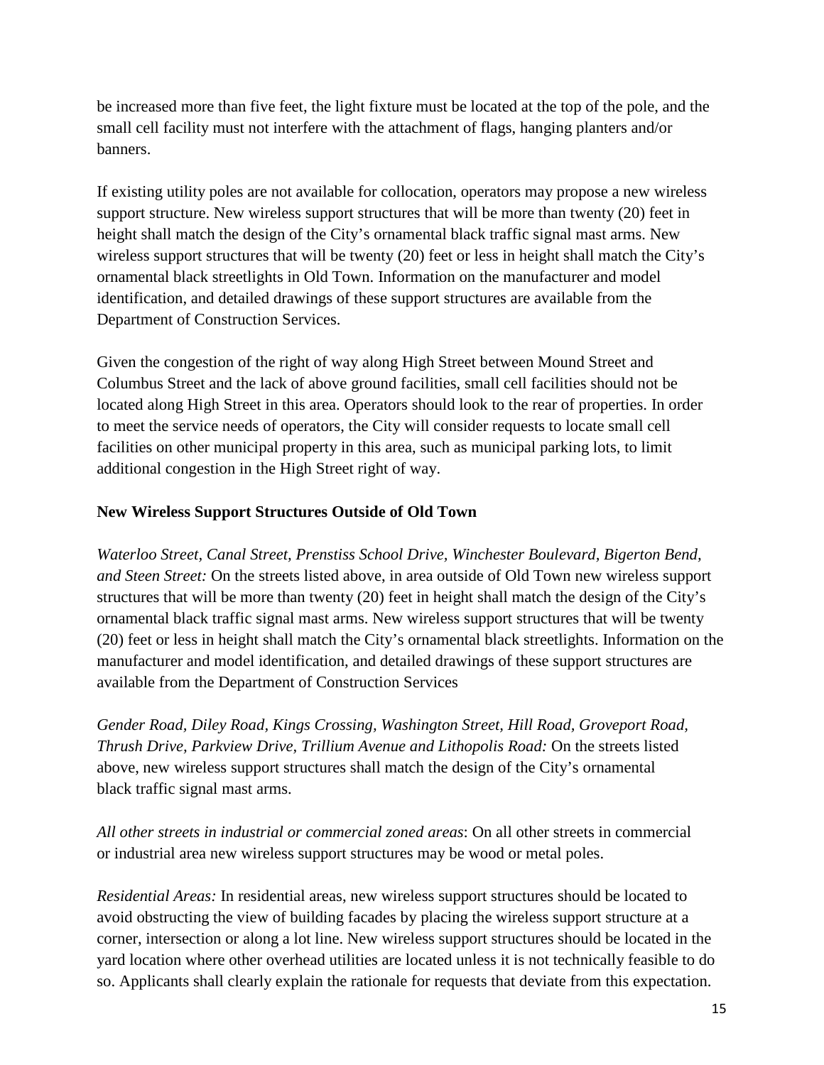be increased more than five feet, the light fixture must be located at the top of the pole, and the small cell facility must not interfere with the attachment of flags, hanging planters and/or banners.

If existing utility poles are not available for collocation, operators may propose a new wireless support structure. New wireless support structures that will be more than twenty (20) feet in height shall match the design of the City's ornamental black traffic signal mast arms. New wireless support structures that will be twenty (20) feet or less in height shall match the City's ornamental black streetlights in Old Town. Information on the manufacturer and model identification, and detailed drawings of these support structures are available from the Department of Construction Services.

Given the congestion of the right of way along High Street between Mound Street and Columbus Street and the lack of above ground facilities, small cell facilities should not be located along High Street in this area. Operators should look to the rear of properties. In order to meet the service needs of operators, the City will consider requests to locate small cell facilities on other municipal property in this area, such as municipal parking lots, to limit additional congestion in the High Street right of way.

**New Wireless Support Structures Outside of Old Town**

*Waterloo Street, Canal Street, Prenstiss School Drive, Winchester Boulevard, Bigerton Bend, and Steen Street:* On the streets listed above, in area outside of Old Town new wireless support structures that will be more than twenty (20) feet in height shall match the design of the City's ornamental black traffic signal mast arms. New wireless support structures that will be twenty (20) feet or less in height shall match the City's ornamental black streetlights. Information on the manufacturer and model identification, and detailed drawings of these support structures are available from the Department of Construction Services

*Gender Road, Diley Road, Kings Crossing, Washington Street, Hill Road, Groveport Road, Thrush Drive, Parkview Drive, Trillium Avenue and Lithopolis Road:* On the streets listed above, new wireless support structures shall match the design of the City's ornamental black traffic signal mast arms.

*All other streets in industrial or commercial zoned areas*: On all other streets in commercial or industrial area new wireless support structures may be wood or metal poles.

*Residential Areas:* In residential areas, new wireless support structures should be located to avoid obstructing the view of building facades by placing the wireless support structure at a corner, intersection or along a lot line. New wireless support structures should be located in the yard location where other overhead utilities are located unless it is not technically feasible to do so. Applicants shall clearly explain the rationale for requests that deviate from this expectation.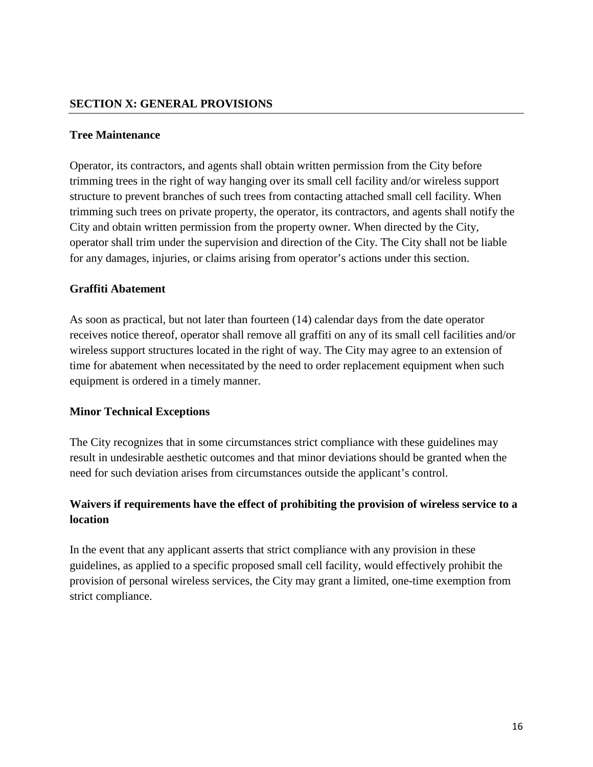## SECTION X: GENERAL PROVISIONS

### Tree Maintenance

Operator, its contractors, and agents shall obtain written permission from the City before trimming trees in the right of way hanging over its small cell facility and/or wireless support structure to prevent branches of such trees from contacting attached small cell facility. When trimming such trees on private property, the operator, its contractors, and agents shall notify the City and obtain written permission from the property owner. When directed by the City, operator shall trim under the supervision and direction of the City. The City shall not be liable for any damages, injuries, or claims arising from operator's actions under this section.

### Graffiti Abatement

As soon as practical, but not later than fourteen (14) calendar days from the date operator receives notice thereof, operator shall remove all graffiti on any of its small cell facilities and/or wireless support structures located in the right of way. The City may agree to an extension of time for abatement when necessitated by the need to order replacement equipment when such equipment is ordered in a timely manner.

### Minor Technical Exceptions

The City recognizes that in some circumstances strict compliance with these guidelines may result in undesirable aesthetic outcomes and that minor deviations should be granted when the need for such deviation arises from circumstances outside the applicant's control.

### Waivers if requirements have the effect of prohibiting the provision of wireless service to a location

In the event that any applicant asserts that strict compliance with any provision in these guidelines, as applied to a specific proposed small cell facility, would effectively prohibit the provision of personal wireless services, the City may grant a limited, one-time exemption from strict compliance.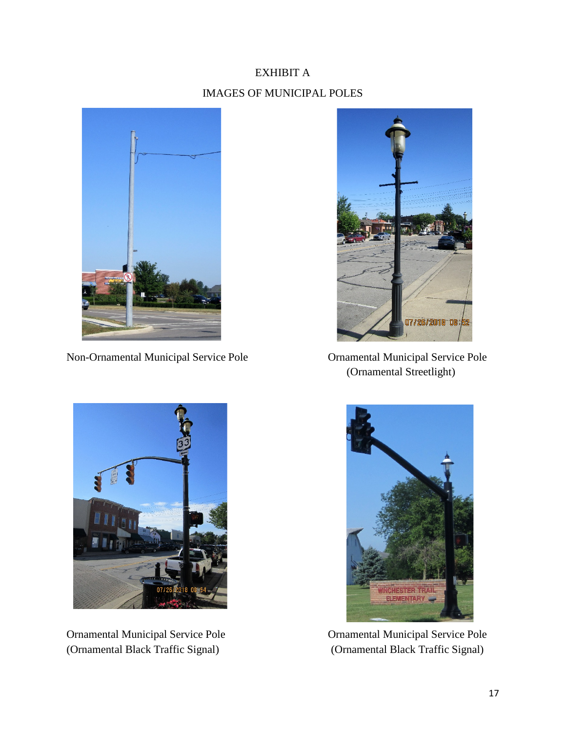EXHIBIT A

IMAGES OF MUNICIPAL POLES

Non-Ornamental Municipal Service Pole

Ornamental Municipal Service Pole
(Ornamental Streetlight)

Ornamental Municipal Service Pole
(Ornamental Black Traffic Signal)

Ornamental Municipal Service Pole
(Ornamental Black Traffic Signal)